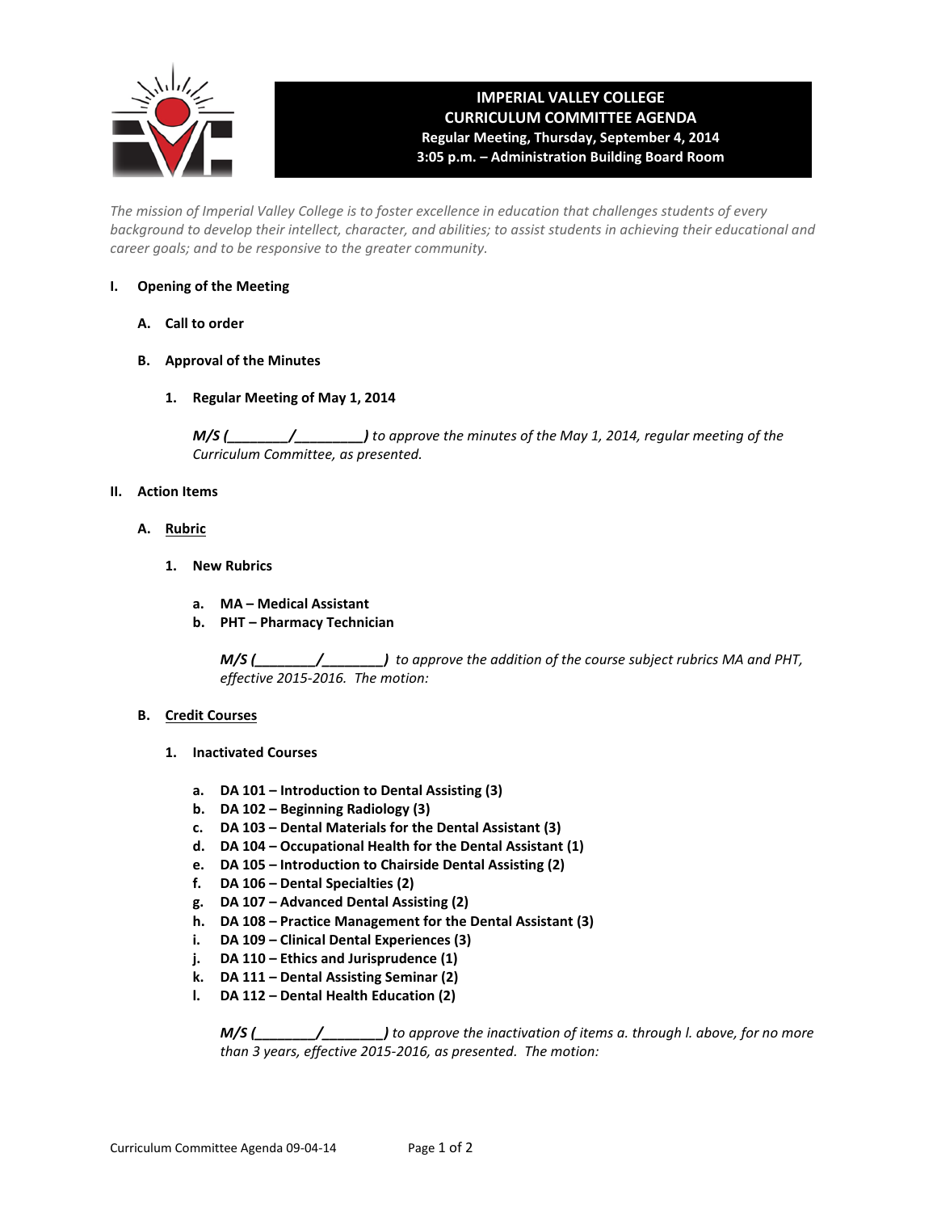# IMPERIAL VALLEY COLLEGE
## CURRICULUM COMMITTEE AGENDA
**Regular Meeting, Thursday, September 4, 2014**
**3:05 p.m. – Administration Building Board Room**

*The mission of Imperial Valley College is to foster excellence in education that challenges students of every background to develop their intellect, character, and abilities; to assist students in achieving their educational and career goals; and to be responsive to the greater community.*

**I. Opening of the Meeting**

**A. Call to order**

**B. Approval of the Minutes**

**1. Regular Meeting of May 1, 2014**

***M/S (________/_________)*** *to approve the minutes of the May 1, 2014, regular meeting of the Curriculum Committee, as presented.*

**II. Action Items**

**A. Rubric**

**1. New Rubrics**

**a. MA – Medical Assistant**
**b. PHT – Pharmacy Technician**

***M/S (________/________)*** *to approve the addition of the course subject rubrics MA and PHT, effective 2015-2016. The motion:*

**B. Credit Courses**

**1. Inactivated Courses**

**a. DA 101 – Introduction to Dental Assisting (3)**
**b. DA 102 – Beginning Radiology (3)**
**c. DA 103 – Dental Materials for the Dental Assistant (3)**
**d. DA 104 – Occupational Health for the Dental Assistant (1)**
**e. DA 105 – Introduction to Chairside Dental Assisting (2)**
**f. DA 106 – Dental Specialties (2)**
**g. DA 107 – Advanced Dental Assisting (2)**
**h. DA 108 – Practice Management for the Dental Assistant (3)**
**i. DA 109 – Clinical Dental Experiences (3)**
**j. DA 110 – Ethics and Jurisprudence (1)**
**k. DA 111 – Dental Assisting Seminar (2)**
**l. DA 112 – Dental Health Education (2)**

***M/S (________/________)*** *to approve the inactivation of items a. through l. above, for no more than 3 years, effective 2015-2016, as presented. The motion:*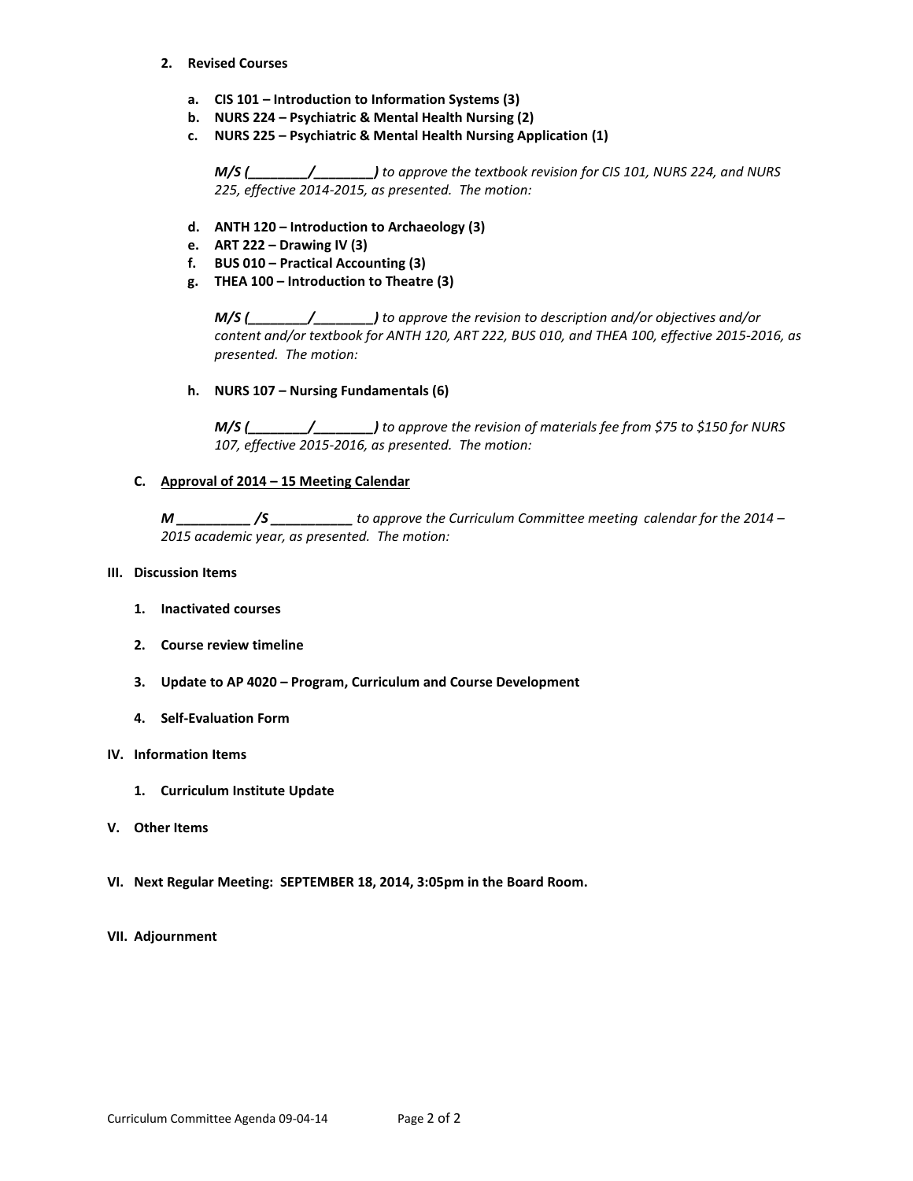2. **Revised Courses**

   a. **CIS 101 – Introduction to Information Systems (3)**
   b. **NURS 224 – Psychiatric & Mental Health Nursing (2)**
   c. **NURS 225 – Psychiatric & Mental Health Nursing Application (1)**

   ***M/S (________/________)*** *to approve the textbook revision for CIS 101, NURS 224, and NURS 225, effective 2014-2015, as presented. The motion:*

   d. **ANTH 120 – Introduction to Archaeology (3)**
   e. **ART 222 – Drawing IV (3)**
   f. **BUS 010 – Practical Accounting (3)**
   g. **THEA 100 – Introduction to Theatre (3)**

   ***M/S (________/________)*** *to approve the revision to description and/or objectives and/or content and/or textbook for ANTH 120, ART 222, BUS 010, and THEA 100, effective 2015-2016, as presented. The motion:*

   h. **NURS 107 – Nursing Fundamentals (6)**

   ***M/S (________/________)*** *to approve the revision of materials fee from $75 to $150 for NURS 107, effective 2015-2016, as presented. The motion:*

C. **Approval of 2014 – 15 Meeting Calendar**

   ***M __________ /S ___________*** *to approve the Curriculum Committee meeting calendar for the 2014 – 2015 academic year, as presented. The motion:*

**III. Discussion Items**

1. **Inactivated courses**

2. **Course review timeline**

3. **Update to AP 4020 – Program, Curriculum and Course Development**

4. **Self-Evaluation Form**

**IV. Information Items**

1. **Curriculum Institute Update**

**V. Other Items**

**VI. Next Regular Meeting: SEPTEMBER 18, 2014, 3:05pm in the Board Room.**

**VII. Adjournment**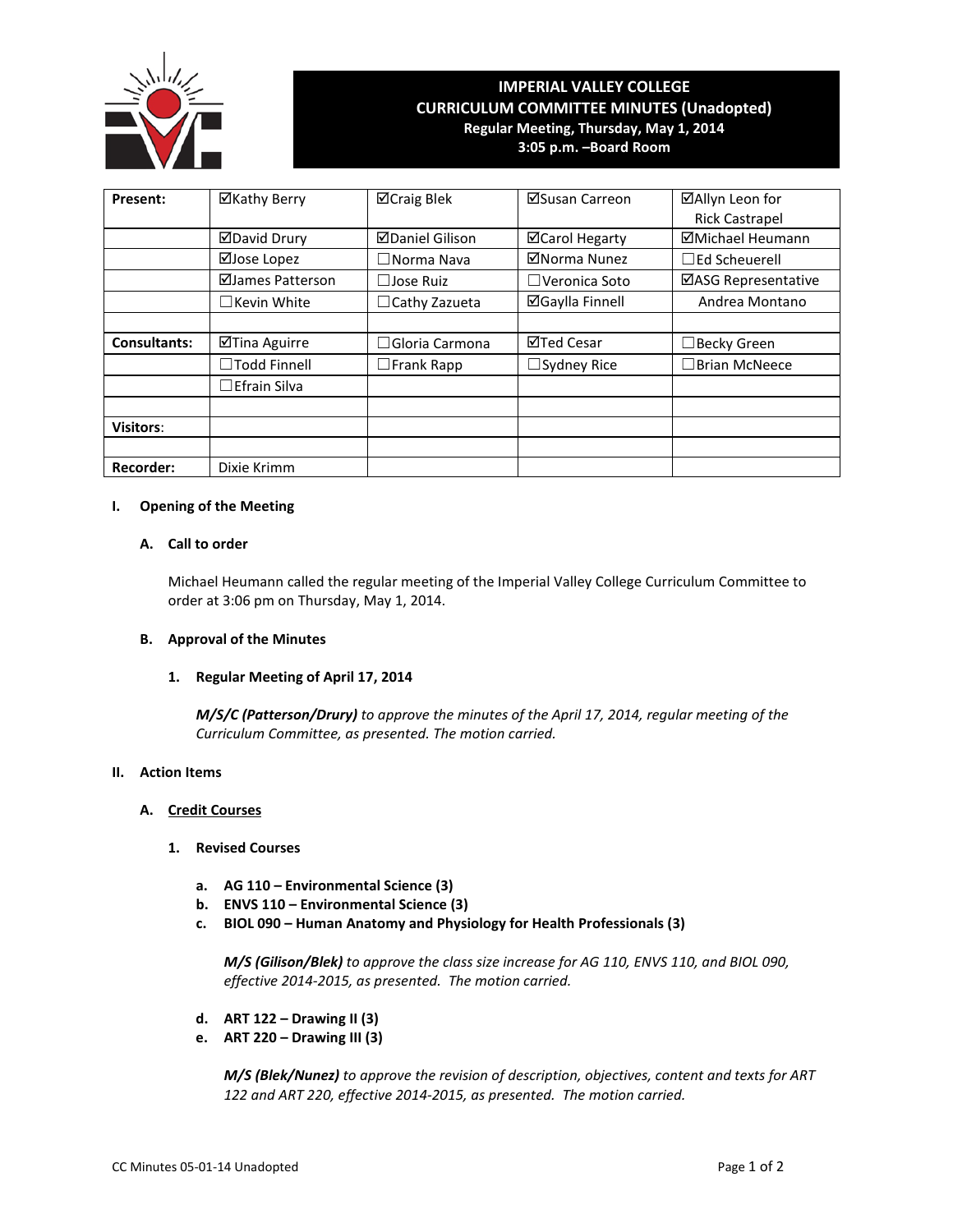# IMPERIAL VALLEY COLLEGE
## CURRICULUM COMMITTEE MINUTES (Unadopted)
**Regular Meeting, Thursday, May 1, 2014**
**3:05 p.m. –Board Room**

| | | | | |
|---|---|---|---|---|
| **Present:** | ☑Kathy Berry | ☑Craig Blek | ☑Susan Carreon | ☑Allyn Leon for Rick Castrapel |
| | ☑David Drury | ☑Daniel Gilison | ☑Carol Hegarty | ☑Michael Heumann |
| | ☑Jose Lopez | ☐Norma Nava | ☑Norma Nunez | ☐Ed Scheuerell |
| | ☑James Patterson | ☐Jose Ruiz | ☐Veronica Soto | ☑ASG Representative |
| | ☐Kevin White | ☐Cathy Zazueta | ☑Gaylla Finnell | Andrea Montano |
| | | | | |
| **Consultants:** | ☑Tina Aguirre | ☐Gloria Carmona | ☑Ted Cesar | ☐Becky Green |
| | ☐Todd Finnell | ☐Frank Rapp | ☐Sydney Rice | ☐Brian McNeece |
| | ☐Efrain Silva | | | |
| | | | | |
| **Visitors:** | | | | |
| | | | | |
| **Recorder:** | Dixie Krimm | | | |

**I. Opening of the Meeting**

**A. Call to order**

Michael Heumann called the regular meeting of the Imperial Valley College Curriculum Committee to order at 3:06 pm on Thursday, May 1, 2014.

**B. Approval of the Minutes**

**1. Regular Meeting of April 17, 2014**

***M/S/C (Patterson/Drury)** to approve the minutes of the April 17, 2014, regular meeting of the Curriculum Committee, as presented. The motion carried.*

**II. Action Items**

**A. Credit Courses**

**1. Revised Courses**

**a. AG 110 – Environmental Science (3)**
**b. ENVS 110 – Environmental Science (3)**
**c. BIOL 090 – Human Anatomy and Physiology for Health Professionals (3)**

***M/S (Gilison/Blek)** to approve the class size increase for AG 110, ENVS 110, and BIOL 090, effective 2014-2015, as presented. The motion carried.*

**d. ART 122 – Drawing II (3)**
**e. ART 220 – Drawing III (3)**

***M/S (Blek/Nunez)** to approve the revision of description, objectives, content and texts for ART 122 and ART 220, effective 2014-2015, as presented. The motion carried.*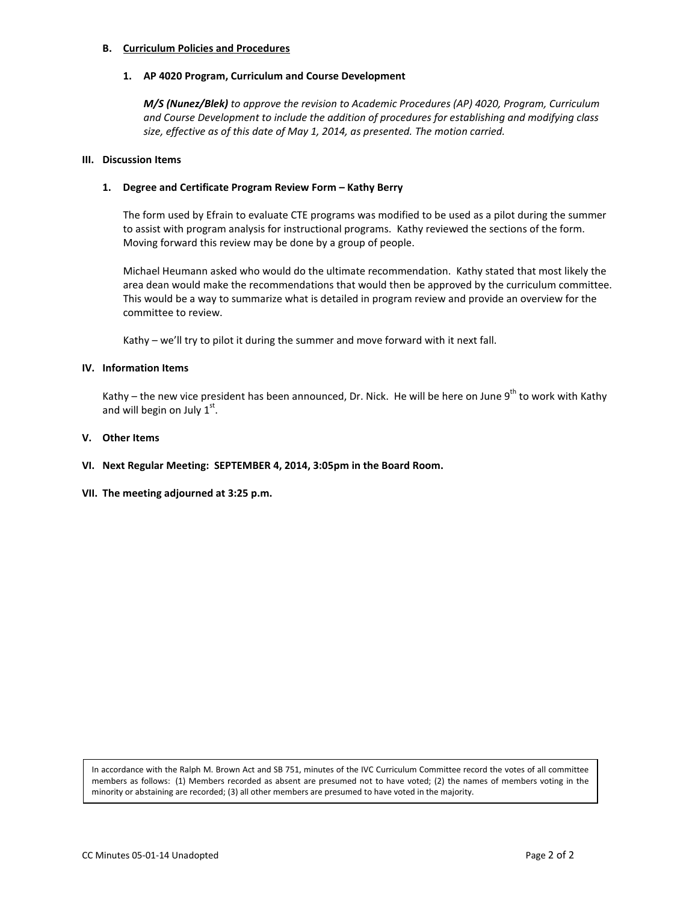### B. Curriculum Policies and Procedures

#### 1. AP 4020 Program, Curriculum and Course Development

***M/S (Nunez/Blek)*** *to approve the revision to Academic Procedures (AP) 4020, Program, Curriculum and Course Development to include the addition of procedures for establishing and modifying class size, effective as of this date of May 1, 2014, as presented. The motion carried.*

## III. Discussion Items

### 1. Degree and Certificate Program Review Form – Kathy Berry

The form used by Efrain to evaluate CTE programs was modified to be used as a pilot during the summer to assist with program analysis for instructional programs. Kathy reviewed the sections of the form. Moving forward this review may be done by a group of people.

Michael Heumann asked who would do the ultimate recommendation. Kathy stated that most likely the area dean would make the recommendations that would then be approved by the curriculum committee. This would be a way to summarize what is detailed in program review and provide an overview for the committee to review.

Kathy – we'll try to pilot it during the summer and move forward with it next fall.

## IV. Information Items

Kathy – the new vice president has been announced, Dr. Nick. He will be here on June 9th to work with Kathy and will begin on July 1st.

## V. Other Items

## VI. Next Regular Meeting: SEPTEMBER 4, 2014, 3:05pm in the Board Room.

## VII. The meeting adjourned at 3:25 p.m.

In accordance with the Ralph M. Brown Act and SB 751, minutes of the IVC Curriculum Committee record the votes of all committee members as follows: (1) Members recorded as absent are presumed not to have voted; (2) the names of members voting in the minority or abstaining are recorded; (3) all other members are presumed to have voted in the majority.